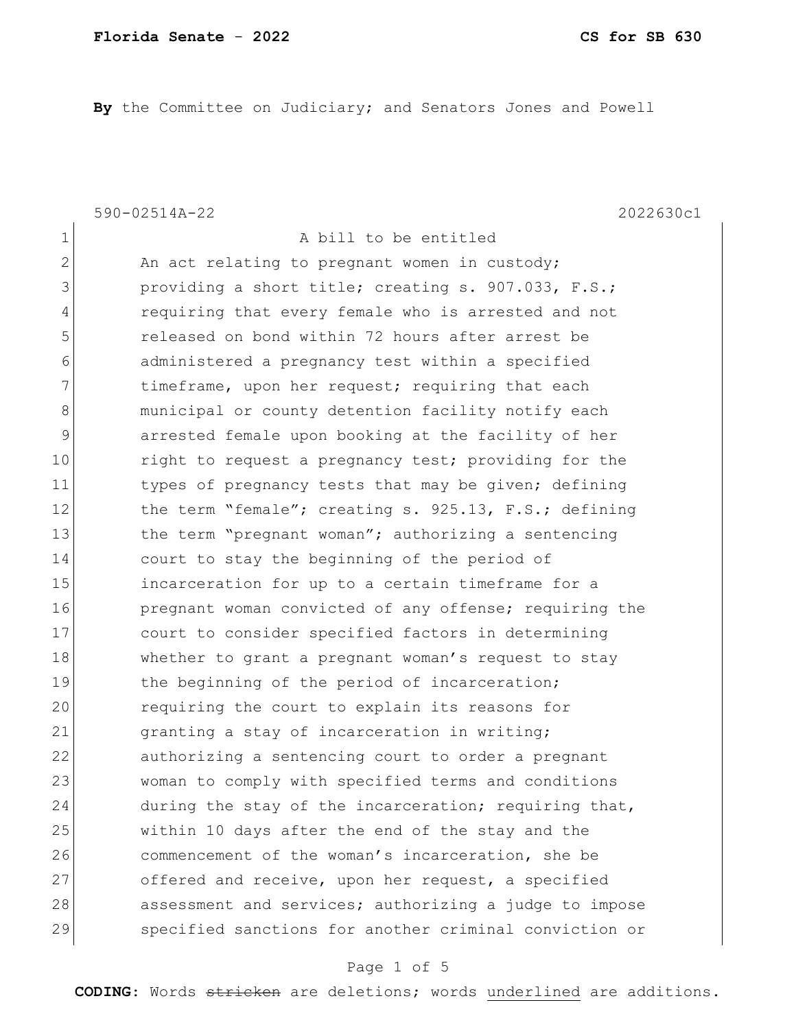**By** the Committee on Judiciary; and Senators Jones and Powell

590-02514A-22 2022630c1

1 A bill to be entitled
2 An act relating to pregnant women in custody;
3 providing a short title; creating s. 907.033, F.S.;
4 requiring that every female who is arrested and not
5 released on bond within 72 hours after arrest be
6 administered a pregnancy test within a specified
7 timeframe, upon her request; requiring that each
8 municipal or county detention facility notify each
9 arrested female upon booking at the facility of her
10 right to request a pregnancy test; providing for the
11 types of pregnancy tests that may be given; defining
12 the term "female"; creating s. 925.13, F.S.; defining
13 the term "pregnant woman"; authorizing a sentencing
14 court to stay the beginning of the period of
15 incarceration for up to a certain timeframe for a
16 pregnant woman convicted of any offense; requiring the
17 court to consider specified factors in determining
18 whether to grant a pregnant woman's request to stay
19 the beginning of the period of incarceration;
20 requiring the court to explain its reasons for
21 granting a stay of incarceration in writing;
22 authorizing a sentencing court to order a pregnant
23 woman to comply with specified terms and conditions
24 during the stay of the incarceration; requiring that,
25 within 10 days after the end of the stay and the
26 commencement of the woman's incarceration, she be
27 offered and receive, upon her request, a specified
28 assessment and services; authorizing a judge to impose
29 specified sanctions for another criminal conviction or

**CODING:** Words ~~stricken~~ are deletions; words underlined are additions.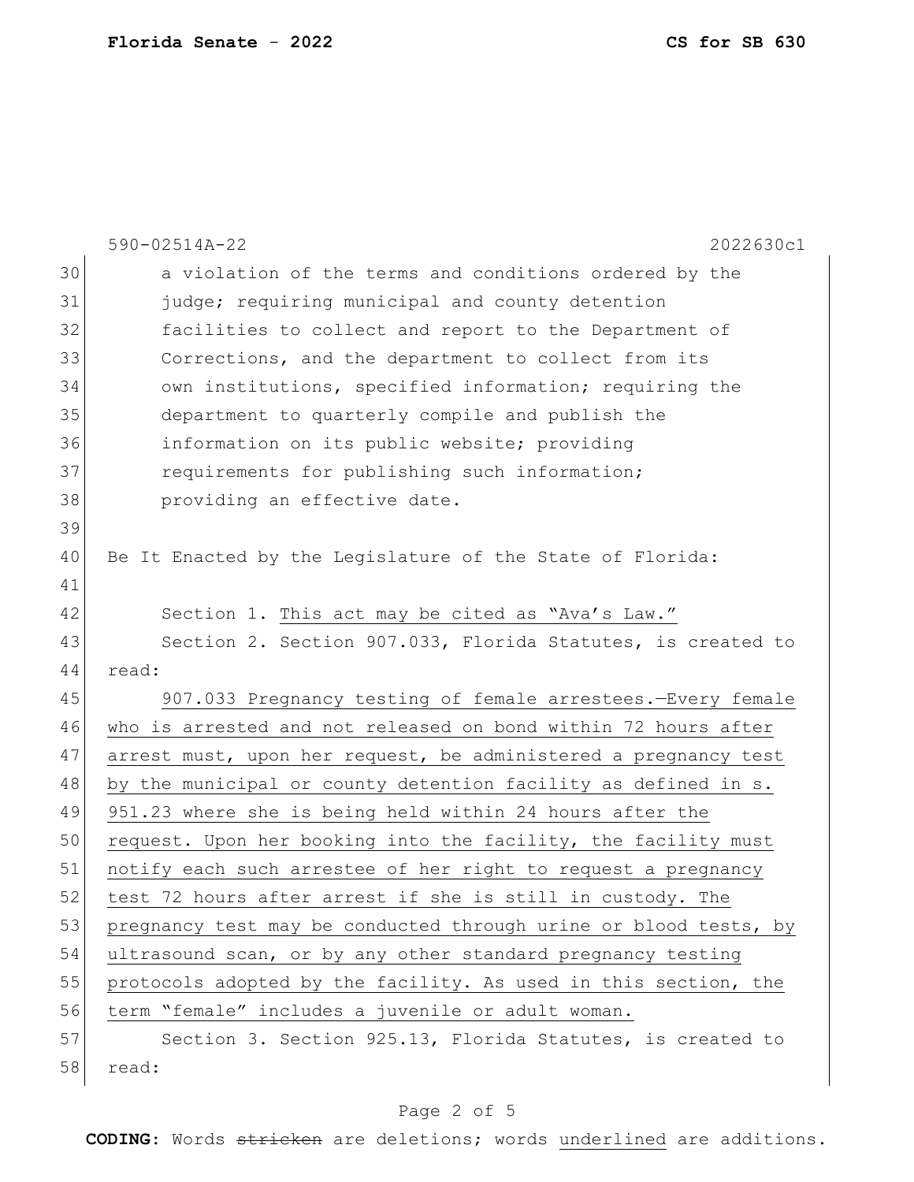590-02514A-22 2022630c1

a violation of the terms and conditions ordered by the judge; requiring municipal and county detention facilities to collect and report to the Department of Corrections, and the department to collect from its own institutions, specified information; requiring the department to quarterly compile and publish the information on its public website; providing requirements for publishing such information; providing an effective date.

Be It Enacted by the Legislature of the State of Florida:

Section 1. This act may be cited as "Ava's Law."

Section 2. Section 907.033, Florida Statutes, is created to read:

907.033 Pregnancy testing of female arrestees.—Every female who is arrested and not released on bond within 72 hours after arrest must, upon her request, be administered a pregnancy test by the municipal or county detention facility as defined in s. 951.23 where she is being held within 24 hours after the request. Upon her booking into the facility, the facility must notify each such arrestee of her right to request a pregnancy test 72 hours after arrest if she is still in custody. The pregnancy test may be conducted through urine or blood tests, by ultrasound scan, or by any other standard pregnancy testing protocols adopted by the facility. As used in this section, the term "female" includes a juvenile or adult woman.

Section 3. Section 925.13, Florida Statutes, is created to read: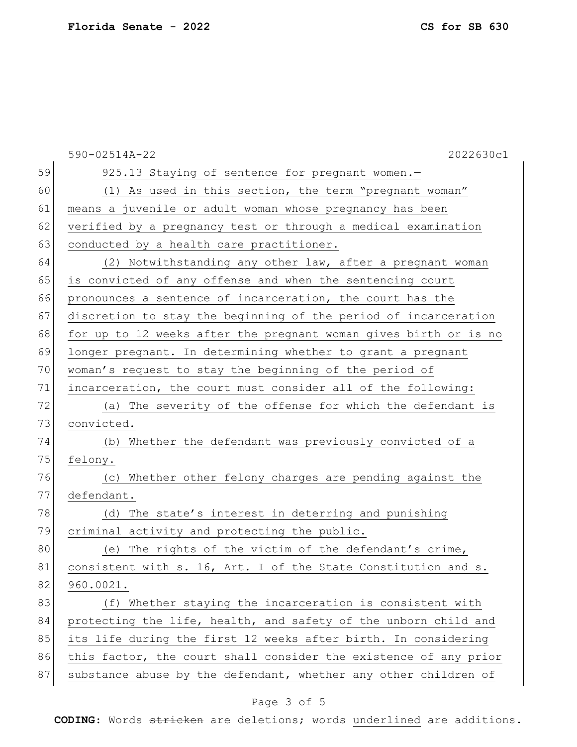925.13 Staying of sentence for pregnant women.—

(1) As used in this section, the term “pregnant woman” means a juvenile or adult woman whose pregnancy has been verified by a pregnancy test or through a medical examination conducted by a health care practitioner.

(2) Notwithstanding any other law, after a pregnant woman is convicted of any offense and when the sentencing court pronounces a sentence of incarceration, the court has the discretion to stay the beginning of the period of incarceration for up to 12 weeks after the pregnant woman gives birth or is no longer pregnant. In determining whether to grant a pregnant woman’s request to stay the beginning of the period of incarceration, the court must consider all of the following:

(a) The severity of the offense for which the defendant is convicted.

(b) Whether the defendant was previously convicted of a felony.

(c) Whether other felony charges are pending against the defendant.

(d) The state’s interest in deterring and punishing criminal activity and protecting the public.

(e) The rights of the victim of the defendant’s crime, consistent with s. 16, Art. I of the State Constitution and s. 960.0021.

(f) Whether staying the incarceration is consistent with protecting the life, health, and safety of the unborn child and its life during the first 12 weeks after birth. In considering this factor, the court shall consider the existence of any prior substance abuse by the defendant, whether any other children of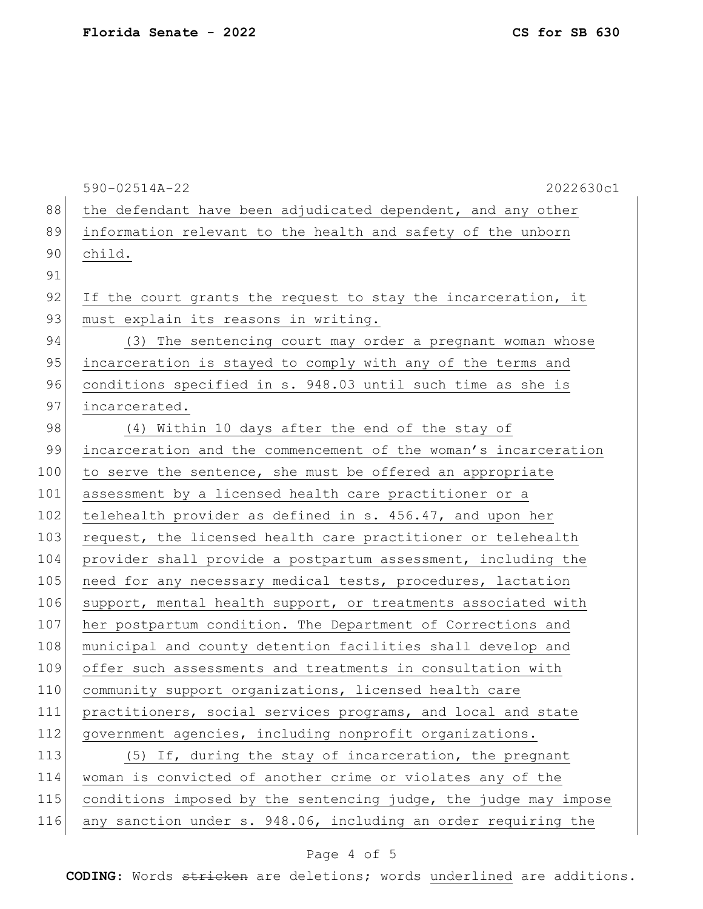the defendant have been adjudicated dependent, and any other information relevant to the health and safety of the unborn child.

If the court grants the request to stay the incarceration, it must explain its reasons in writing.

(3) The sentencing court may order a pregnant woman whose incarceration is stayed to comply with any of the terms and conditions specified in s. 948.03 until such time as she is incarcerated.

(4) Within 10 days after the end of the stay of incarceration and the commencement of the woman's incarceration to serve the sentence, she must be offered an appropriate assessment by a licensed health care practitioner or a telehealth provider as defined in s. 456.47, and upon her request, the licensed health care practitioner or telehealth provider shall provide a postpartum assessment, including the need for any necessary medical tests, procedures, lactation support, mental health support, or treatments associated with her postpartum condition. The Department of Corrections and municipal and county detention facilities shall develop and offer such assessments and treatments in consultation with community support organizations, licensed health care practitioners, social services programs, and local and state government agencies, including nonprofit organizations.

(5) If, during the stay of incarceration, the pregnant woman is convicted of another crime or violates any of the conditions imposed by the sentencing judge, the judge may impose any sanction under s. 948.06, including an order requiring the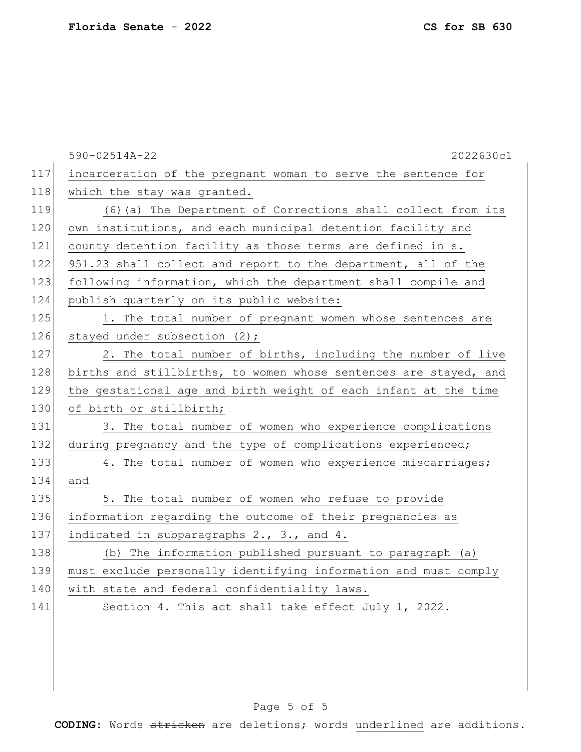incarceration of the pregnant woman to serve the sentence for which the stay was granted.

(6)(a) The Department of Corrections shall collect from its own institutions, and each municipal detention facility and county detention facility as those terms are defined in s. 951.23 shall collect and report to the department, all of the following information, which the department shall compile and publish quarterly on its public website:

1. The total number of pregnant women whose sentences are stayed under subsection (2);

2. The total number of births, including the number of live births and stillbirths, to women whose sentences are stayed, and the gestational age and birth weight of each infant at the time of birth or stillbirth;

3. The total number of women who experience complications during pregnancy and the type of complications experienced;

4. The total number of women who experience miscarriages; and

5. The total number of women who refuse to provide information regarding the outcome of their pregnancies as indicated in subparagraphs 2., 3., and 4.

(b) The information published pursuant to paragraph (a) must exclude personally identifying information and must comply with state and federal confidentiality laws.

Section 4. This act shall take effect July 1, 2022.

**CODING:** Words ~~stricken~~ are deletions; words underlined are additions.